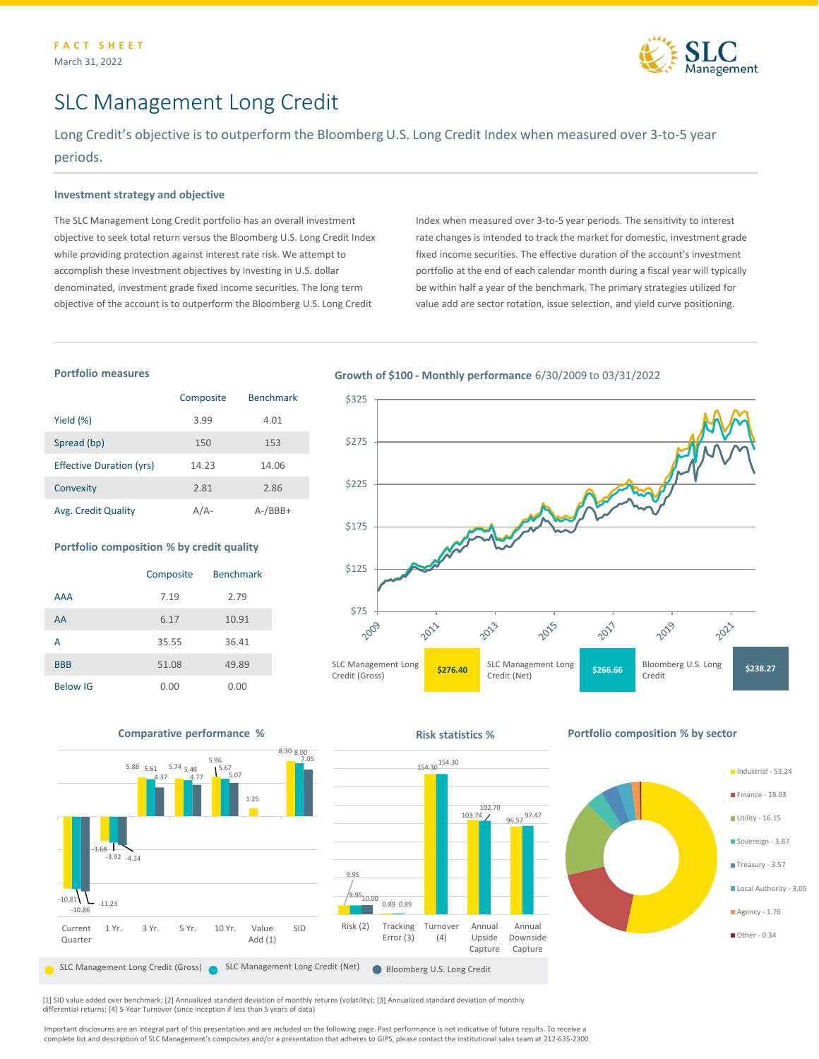FACT SHEET
March 31, 2022

# SLC Management Long Credit

Long Credit's objective is to outperform the Bloomberg U.S. Long Credit Index when measured over 3-to-5 year periods.

## Investment strategy and objective

The SLC Management Long Credit portfolio has an overall investment objective to seek total return versus the Bloomberg U.S. Long Credit Index while providing protection against interest rate risk. We attempt to accomplish these investment objectives by investing in U.S. dollar denominated, investment grade fixed income securities. The long term objective of the account is to outperform the Bloomberg U.S. Long Credit Index when measured over 3-to-5 year periods. The sensitivity to interest rate changes is intended to track the market for domestic, investment grade fixed income securities. The effective duration of the account's investment portfolio at the end of each calendar month during a fiscal year will typically be within half a year of the benchmark. The primary strategies utilized for value add are sector rotation, issue selection, and yield curve positioning.

## Portfolio measures

| | Composite | Benchmark |
|---|---|---|
| Yield (%) | 3.99 | 4.01 |
| Spread (bp) | 150 | 153 |
| Effective Duration (yrs) | 14.23 | 14.06 |
| Convexity | 2.81 | 2.86 |
| Avg. Credit Quality | A/A- | A-/BBB+ |

## Portfolio composition % by credit quality

| | Composite | Benchmark |
|---|---|---|
| AAA | 7.19 | 2.79 |
| AA | 6.17 | 10.91 |
| A | 35.55 | 36.41 |
| BBB | 51.08 | 49.89 |
| Below IG | 0.00 | 0.00 |

## Growth of $100 - Monthly performance 6/30/2009 to 03/31/2022

| SLC Management Long Credit (Gross) | SLC Management Long Credit (Net) | Bloomberg U.S. Long Credit |
|---|---|---|
| $276.40 | $266.66 | $238.27 |

## Comparative performance %

| | Current Quarter | 1 Yr. | 3 Yr. | 5 Yr. | 10 Yr. | Value Add (1) | SID |
|---|---|---|---|---|---|---|---|
| SLC Management Long Credit (Gross) | -10.81 | -3.68 | 5.88 | 5.74 | 5.96 | 1.25 | 8.30 |
| SLC Management Long Credit (Net) | -10.86 | -3.92 | 5.61 | 5.48 | 5.67 | | 8.00 |
| Bloomberg U.S. Long Credit | -11.23 | -4.24 | 4.37 | 4.77 | 5.07 | | 7.05 |

## Risk statistics %

| | Risk (2) | Tracking Error (3) | Turnover (4) | Annual Upside Capture | Annual Downside Capture |
|---|---|---|---|---|---|
| SLC Management Long Credit (Gross) | 9.95 | 0.89 | 154.30 | 103.74 | 96.57 |
| SLC Management Long Credit (Net) | 9.95 | 0.89 | 154.30 | 102.70 | 97.47 |
| Bloomberg U.S. Long Credit | 10.00 | | | | |

## Portfolio composition % by sector

- Industrial - 53.24
- Finance - 18.03
- Utility - 16.15
- Sovereign - 3.87
- Treasury - 3.57
- Local Authority - 3.05
- Agency - 1.76
- Other - 0.34

[1] SID value added over benchmark; [2] Annualized standard deviation of monthly returns (volatility); [3] Annualized standard deviation of monthly differential returns; [4] 5-Year Turnover (since inception if less than 5 years of data)

Important disclosures are an integral part of this presentation and are included on the following page. Past performance is not indicative of future results. To receive a complete list and description of SLC Management's composites and/or a presentation that adheres to GIPS, please contact the institutional sales team at 212-635-2300.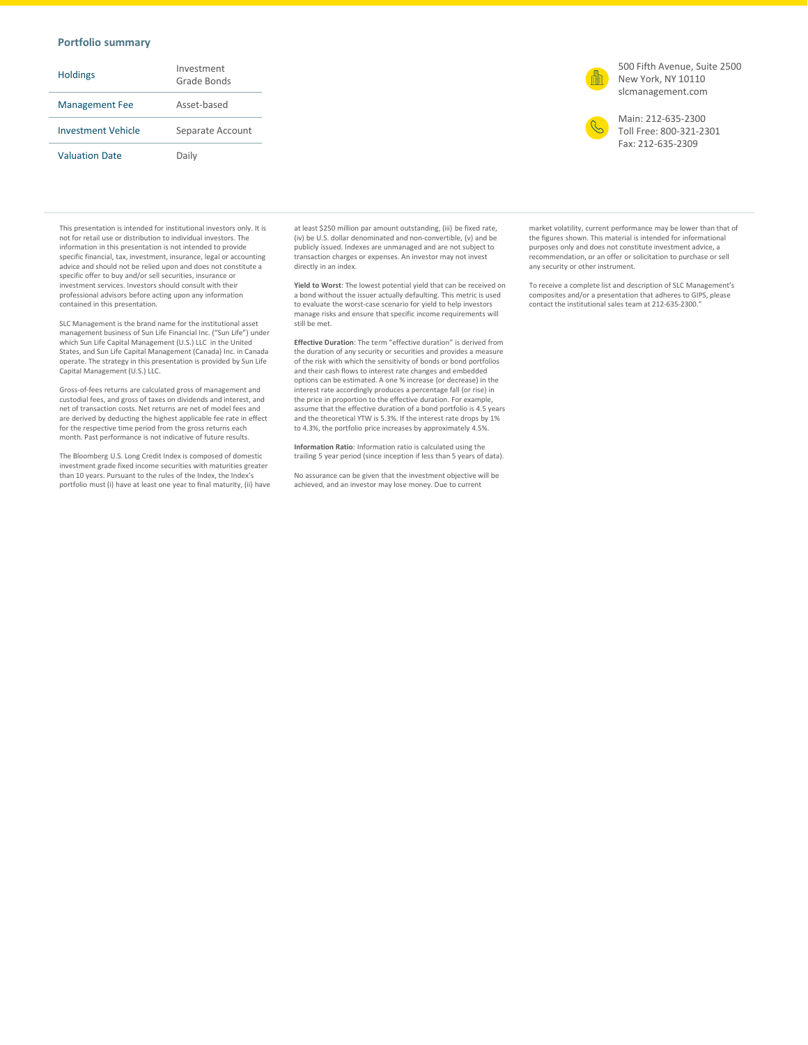## Portfolio summary

| | |
|---|---|
| Holdings | Investment Grade Bonds |
| Management Fee | Asset-based |
| Investment Vehicle | Separate Account |
| Valuation Date | Daily |

500 Fifth Avenue, Suite 2500
New York, NY 10110
slcmanagement.com

Main: 212-635-2300
Toll Free: 800-321-2301
Fax: 212-635-2309

This presentation is intended for institutional investors only. It is not for retail use or distribution to individual investors. The information in this presentation is not intended to provide specific financial, tax, investment, insurance, legal or accounting advice and should not be relied upon and does not constitute a specific offer to buy and/or sell securities, insurance or investment services. Investors should consult with their professional advisors before acting upon any information contained in this presentation.

SLC Management is the brand name for the institutional asset management business of Sun Life Financial Inc. ("Sun Life") under which Sun Life Capital Management (U.S.) LLC in the United States, and Sun Life Capital Management (Canada) Inc. in Canada operate. The strategy in this presentation is provided by Sun Life Capital Management (U.S.) LLC.

Gross-of-fees returns are calculated gross of management and custodial fees, and gross of taxes on dividends and interest, and net of transaction costs. Net returns are net of model fees and are derived by deducting the highest applicable fee rate in effect for the respective time period from the gross returns each month. Past performance is not indicative of future results.

The Bloomberg U.S. Long Credit Index is composed of domestic investment grade fixed income securities with maturities greater than 10 years. Pursuant to the rules of the Index, the Index's portfolio must (i) have at least one year to final maturity, (ii) have at least $250 million par amount outstanding, (iii) be fixed rate, (iv) be U.S. dollar denominated and non-convertible, (v) and be publicly issued. Indexes are unmanaged and are not subject to transaction charges or expenses. An investor may not invest directly in an index.

**Yield to Worst**: The lowest potential yield that can be received on a bond without the issuer actually defaulting. This metric is used to evaluate the worst-case scenario for yield to help investors manage risks and ensure that specific income requirements will still be met.

**Effective Duration**: The term "effective duration" is derived from the duration of any security or securities and provides a measure of the risk with which the sensitivity of bonds or bond portfolios and their cash flows to interest rate changes and embedded options can be estimated. A one % increase (or decrease) in the interest rate accordingly produces a percentage fall (or rise) in the price in proportion to the effective duration. For example, assume that the effective duration of a bond portfolio is 4.5 years and the theoretical YTW is 5.3%. If the interest rate drops by 1% to 4.3%, the portfolio price increases by approximately 4.5%.

**Information Ratio**: Information ratio is calculated using the trailing 5 year period (since inception if less than 5 years of data).

No assurance can be given that the investment objective will be achieved, and an investor may lose money. Due to current market volatility, current performance may be lower than that of the figures shown. This material is intended for informational purposes only and does not constitute investment advice, a recommendation, or an offer or solicitation to purchase or sell any security or other instrument.

To receive a complete list and description of SLC Management's composites and/or a presentation that adheres to GIPS, please contact the institutional sales team at 212-635-2300."